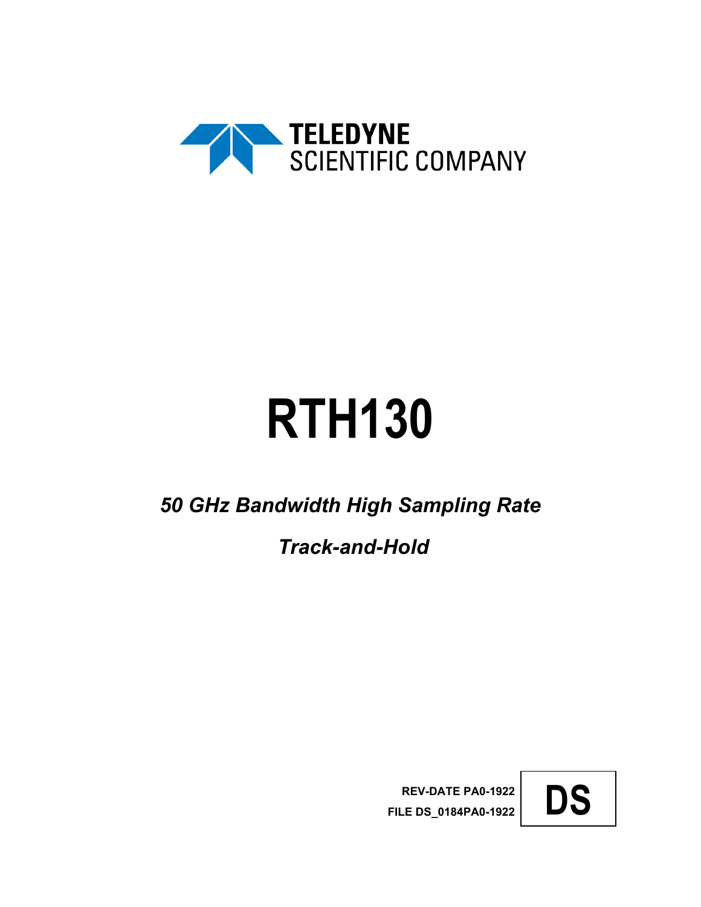TELEDYNE
SCIENTIFIC COMPANY

# RTH130

***50 GHz Bandwidth High Sampling Rate***

***Track-and-Hold***

**REV-DATE PA0-1922**
**FILE DS_0184PA0-1922**

**DS**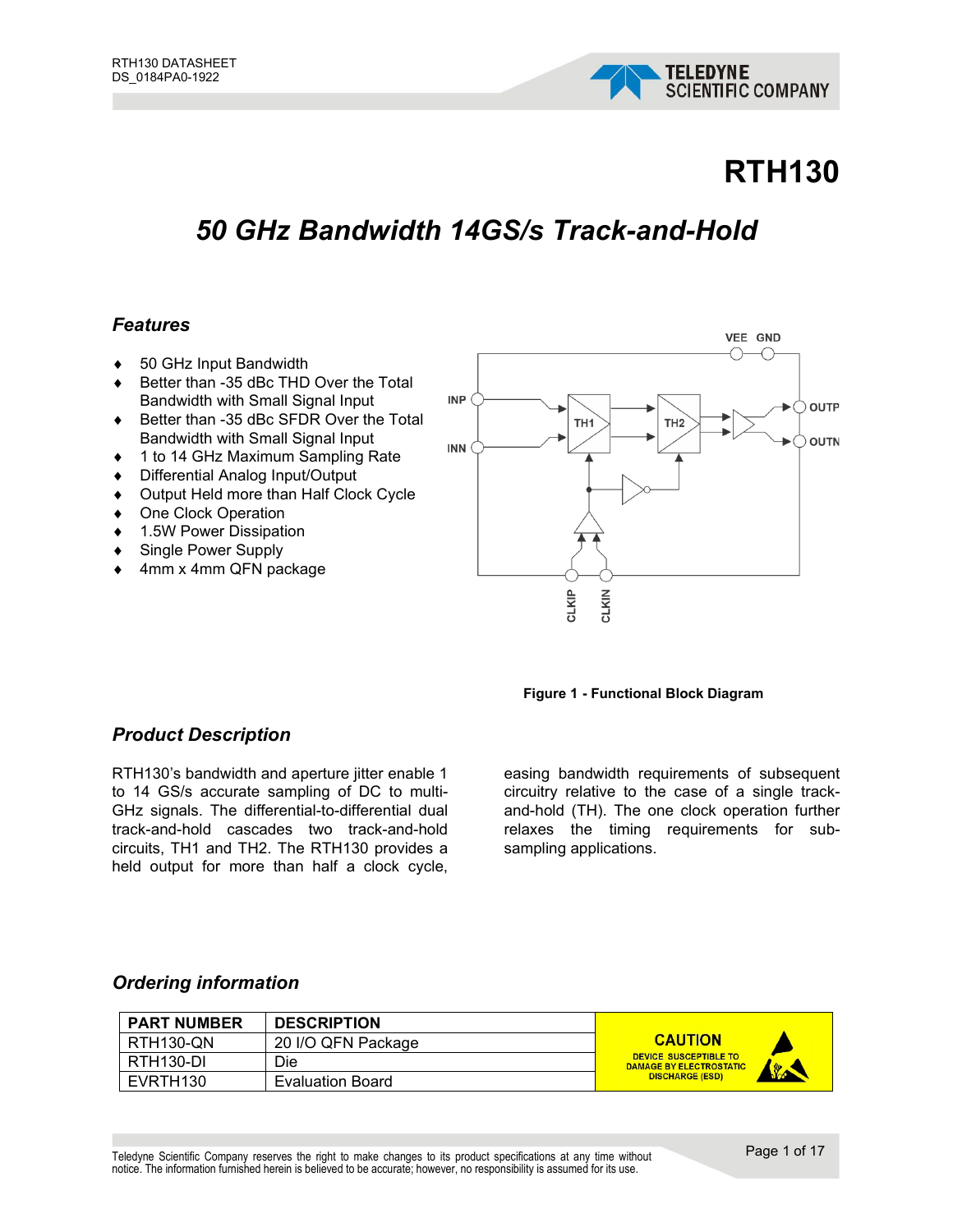# RTH130

## *50 GHz Bandwidth 14GS/s Track-and-Hold*

### *Features*

- 50 GHz Input Bandwidth
- Better than -35 dBc THD Over the Total Bandwidth with Small Signal Input
- Better than -35 dBc SFDR Over the Total Bandwidth with Small Signal Input
- 1 to 14 GHz Maximum Sampling Rate
- Differential Analog Input/Output
- Output Held more than Half Clock Cycle
- One Clock Operation
- 1.5W Power Dissipation
- Single Power Supply
- 4mm x 4mm QFN package

**Figure 1 - Functional Block Diagram**

### *Product Description*

RTH130's bandwidth and aperture jitter enable 1 to 14 GS/s accurate sampling of DC to multi-GHz signals. The differential-to-differential dual track-and-hold cascades two track-and-hold circuits, TH1 and TH2. The RTH130 provides a held output for more than half a clock cycle, easing bandwidth requirements of subsequent circuitry relative to the case of a single track-and-hold (TH). The one clock operation further relaxes the timing requirements for sub-sampling applications.

### *Ordering information*

| PART NUMBER | DESCRIPTION |
|---|---|
| RTH130-QN | 20 I/O QFN Package |
| RTH130-DI | Die |
| EVRTH130 | Evaluation Board |

CAUTION
DEVICE SUSCEPTIBLE TO DAMAGE BY ELECTROSTATIC DISCHARGE (ESD)

Teledyne Scientific Company reserves the right to make changes to its product specifications at any time without notice. The information furnished herein is believed to be accurate; however, no responsibility is assumed for its use.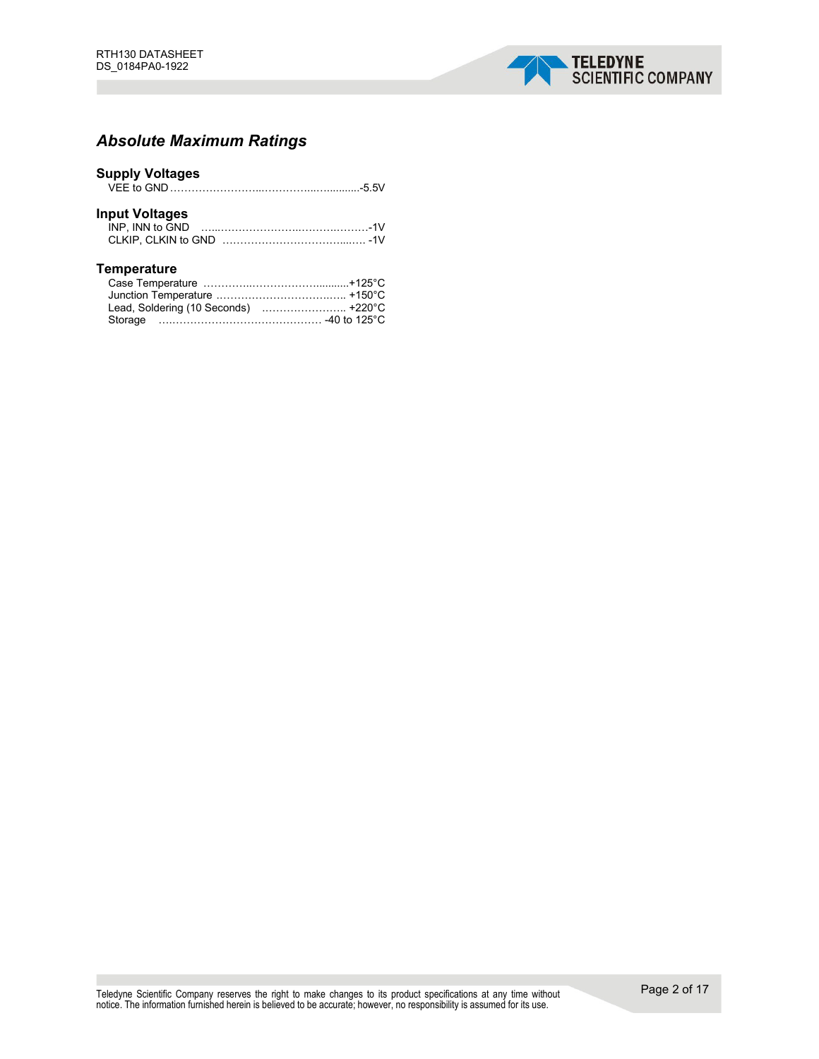## *Absolute Maximum Ratings*

### Supply Voltages

VEE to GND……………………...…………...….........-5.5V

### Input Voltages

INP, INN to GND …...…………………...………….………-1V

CLKIP, CLKIN to GND ………………………………...…. -1V

### Temperature

Case Temperature …………...…………………..........+125°C

Junction Temperature ……………………………….. +150°C

Lead, Soldering (10 Seconds) …………………….. +220°C

Storage ….……………………………………… -40 to 125°C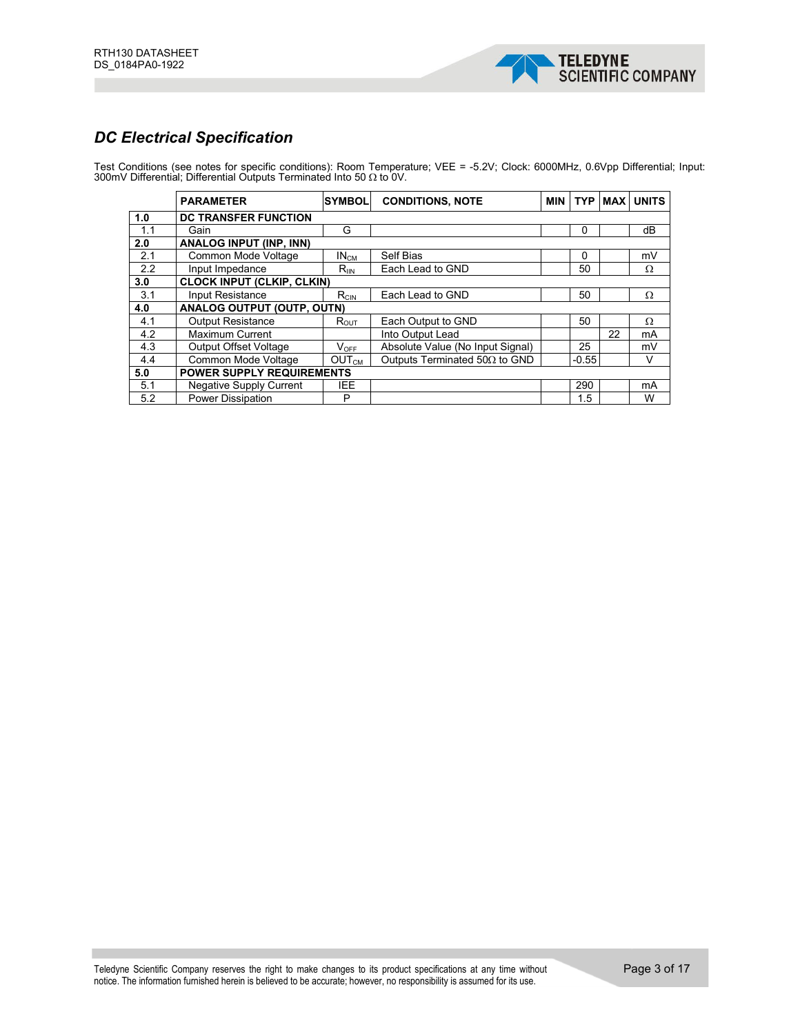## *DC Electrical Specification*

Test Conditions (see notes for specific conditions): Room Temperature; VEE = -5.2V; Clock: 6000MHz, 0.6Vpp Differential; Input: 300mV Differential; Differential Outputs Terminated Into 50 Ω to 0V.

| | PARAMETER | SYMBOL | CONDITIONS, NOTE | MIN | TYP | MAX | UNITS |
|---|---|---|---|---|---|---|---|
| **1.0** | **DC TRANSFER FUNCTION** | | | | | | |
| 1.1 | Gain | G | | | 0 | | dB |
| **2.0** | **ANALOG INPUT (INP, INN)** | | | | | | |
| 2.1 | Common Mode Voltage | $IN_{CM}$ | Self Bias | | 0 | | mV |
| 2.2 | Input Impedance | $R_{IIN}$ | Each Lead to GND | | 50 | | Ω |
| **3.0** | **CLOCK INPUT (CLKIP, CLKIN)** | | | | | | |
| 3.1 | Input Resistance | $R_{CIN}$ | Each Lead to GND | | 50 | | Ω |
| **4.0** | **ANALOG OUTPUT (OUTP, OUTN)** | | | | | | |
| 4.1 | Output Resistance | $R_{OUT}$ | Each Output to GND | | 50 | | Ω |
| 4.2 | Maximum Current | | Into Output Lead | | | 22 | mA |
| 4.3 | Output Offset Voltage | $V_{OFF}$ | Absolute Value (No Input Signal) | | 25 | | mV |
| 4.4 | Common Mode Voltage | $OUT_{CM}$ | Outputs Terminated 50Ω to GND | | -0.55 | | V |
| **5.0** | **POWER SUPPLY REQUIREMENTS** | | | | | | |
| 5.1 | Negative Supply Current | IEE | | | 290 | | mA |
| 5.2 | Power Dissipation | P | | | 1.5 | | W |

Teledyne Scientific Company reserves the right to make changes to its product specifications at any time without notice. The information furnished herein is believed to be accurate; however, no responsibility is assumed for its use.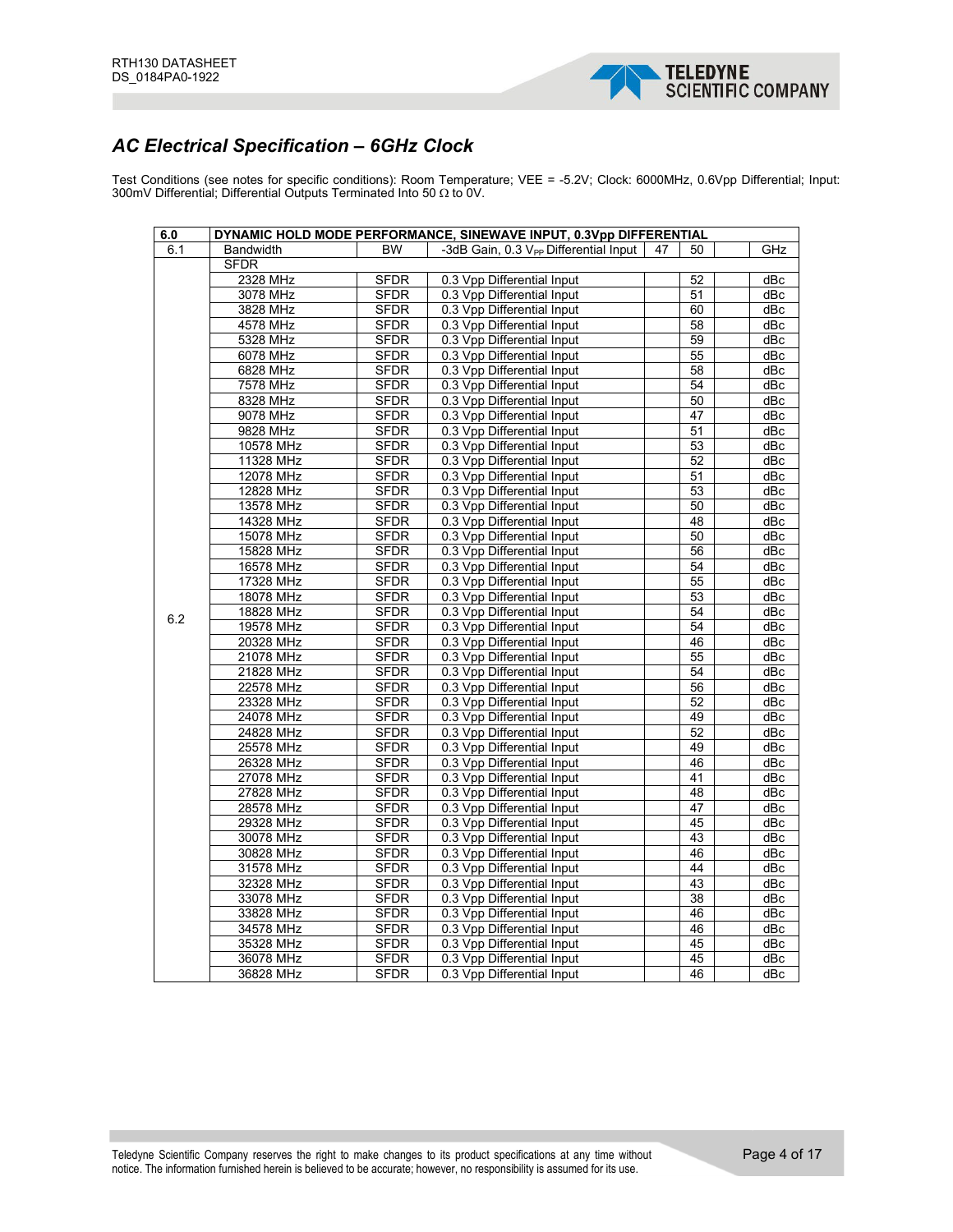## AC Electrical Specification – 6GHz Clock

Test Conditions (see notes for specific conditions): Room Temperature; VEE = -5.2V; Clock: 6000MHz, 0.6Vpp Differential; Input: 300mV Differential; Differential Outputs Terminated Into 50 Ω to 0V.

| 6.0 | DYNAMIC HOLD MODE PERFORMANCE, SINEWAVE INPUT, 0.3Vpp DIFFERENTIAL | | | | | | |
|---|---|---|---|---|---|---|---|
| 6.1 | Bandwidth | BW | -3dB Gain, 0.3 $V_{PP}$ Differential Input | 47 | 50 | | GHz |
| 6.2 | SFDR | | | | | | |
| | 2328 MHz | SFDR | 0.3 Vpp Differential Input | | 52 | | dBc |
| | 3078 MHz | SFDR | 0.3 Vpp Differential Input | | 51 | | dBc |
| | 3828 MHz | SFDR | 0.3 Vpp Differential Input | | 60 | | dBc |
| | 4578 MHz | SFDR | 0.3 Vpp Differential Input | | 58 | | dBc |
| | 5328 MHz | SFDR | 0.3 Vpp Differential Input | | 59 | | dBc |
| | 6078 MHz | SFDR | 0.3 Vpp Differential Input | | 55 | | dBc |
| | 6828 MHz | SFDR | 0.3 Vpp Differential Input | | 58 | | dBc |
| | 7578 MHz | SFDR | 0.3 Vpp Differential Input | | 54 | | dBc |
| | 8328 MHz | SFDR | 0.3 Vpp Differential Input | | 50 | | dBc |
| | 9078 MHz | SFDR | 0.3 Vpp Differential Input | | 47 | | dBc |
| | 9828 MHz | SFDR | 0.3 Vpp Differential Input | | 51 | | dBc |
| | 10578 MHz | SFDR | 0.3 Vpp Differential Input | | 53 | | dBc |
| | 11328 MHz | SFDR | 0.3 Vpp Differential Input | | 52 | | dBc |
| | 12078 MHz | SFDR | 0.3 Vpp Differential Input | | 51 | | dBc |
| | 12828 MHz | SFDR | 0.3 Vpp Differential Input | | 53 | | dBc |
| | 13578 MHz | SFDR | 0.3 Vpp Differential Input | | 50 | | dBc |
| | 14328 MHz | SFDR | 0.3 Vpp Differential Input | | 48 | | dBc |
| | 15078 MHz | SFDR | 0.3 Vpp Differential Input | | 50 | | dBc |
| | 15828 MHz | SFDR | 0.3 Vpp Differential Input | | 56 | | dBc |
| | 16578 MHz | SFDR | 0.3 Vpp Differential Input | | 54 | | dBc |
| | 17328 MHz | SFDR | 0.3 Vpp Differential Input | | 55 | | dBc |
| | 18078 MHz | SFDR | 0.3 Vpp Differential Input | | 53 | | dBc |
| | 18828 MHz | SFDR | 0.3 Vpp Differential Input | | 54 | | dBc |
| | 19578 MHz | SFDR | 0.3 Vpp Differential Input | | 54 | | dBc |
| | 20328 MHz | SFDR | 0.3 Vpp Differential Input | | 46 | | dBc |
| | 21078 MHz | SFDR | 0.3 Vpp Differential Input | | 55 | | dBc |
| | 21828 MHz | SFDR | 0.3 Vpp Differential Input | | 54 | | dBc |
| | 22578 MHz | SFDR | 0.3 Vpp Differential Input | | 56 | | dBc |
| | 23328 MHz | SFDR | 0.3 Vpp Differential Input | | 52 | | dBc |
| | 24078 MHz | SFDR | 0.3 Vpp Differential Input | | 49 | | dBc |
| | 24828 MHz | SFDR | 0.3 Vpp Differential Input | | 52 | | dBc |
| | 25578 MHz | SFDR | 0.3 Vpp Differential Input | | 49 | | dBc |
| | 26328 MHz | SFDR | 0.3 Vpp Differential Input | | 46 | | dBc |
| | 27078 MHz | SFDR | 0.3 Vpp Differential Input | | 41 | | dBc |
| | 27828 MHz | SFDR | 0.3 Vpp Differential Input | | 48 | | dBc |
| | 28578 MHz | SFDR | 0.3 Vpp Differential Input | | 47 | | dBc |
| | 29328 MHz | SFDR | 0.3 Vpp Differential Input | | 45 | | dBc |
| | 30078 MHz | SFDR | 0.3 Vpp Differential Input | | 43 | | dBc |
| | 30828 MHz | SFDR | 0.3 Vpp Differential Input | | 46 | | dBc |
| | 31578 MHz | SFDR | 0.3 Vpp Differential Input | | 44 | | dBc |
| | 32328 MHz | SFDR | 0.3 Vpp Differential Input | | 43 | | dBc |
| | 33078 MHz | SFDR | 0.3 Vpp Differential Input | | 38 | | dBc |
| | 33828 MHz | SFDR | 0.3 Vpp Differential Input | | 46 | | dBc |
| | 34578 MHz | SFDR | 0.3 Vpp Differential Input | | 46 | | dBc |
| | 35328 MHz | SFDR | 0.3 Vpp Differential Input | | 45 | | dBc |
| | 36078 MHz | SFDR | 0.3 Vpp Differential Input | | 45 | | dBc |
| | 36828 MHz | SFDR | 0.3 Vpp Differential Input | | 46 | | dBc |

Teledyne Scientific Company reserves the right to make changes to its product specifications at any time without notice. The information furnished herein is believed to be accurate; however, no responsibility is assumed for its use.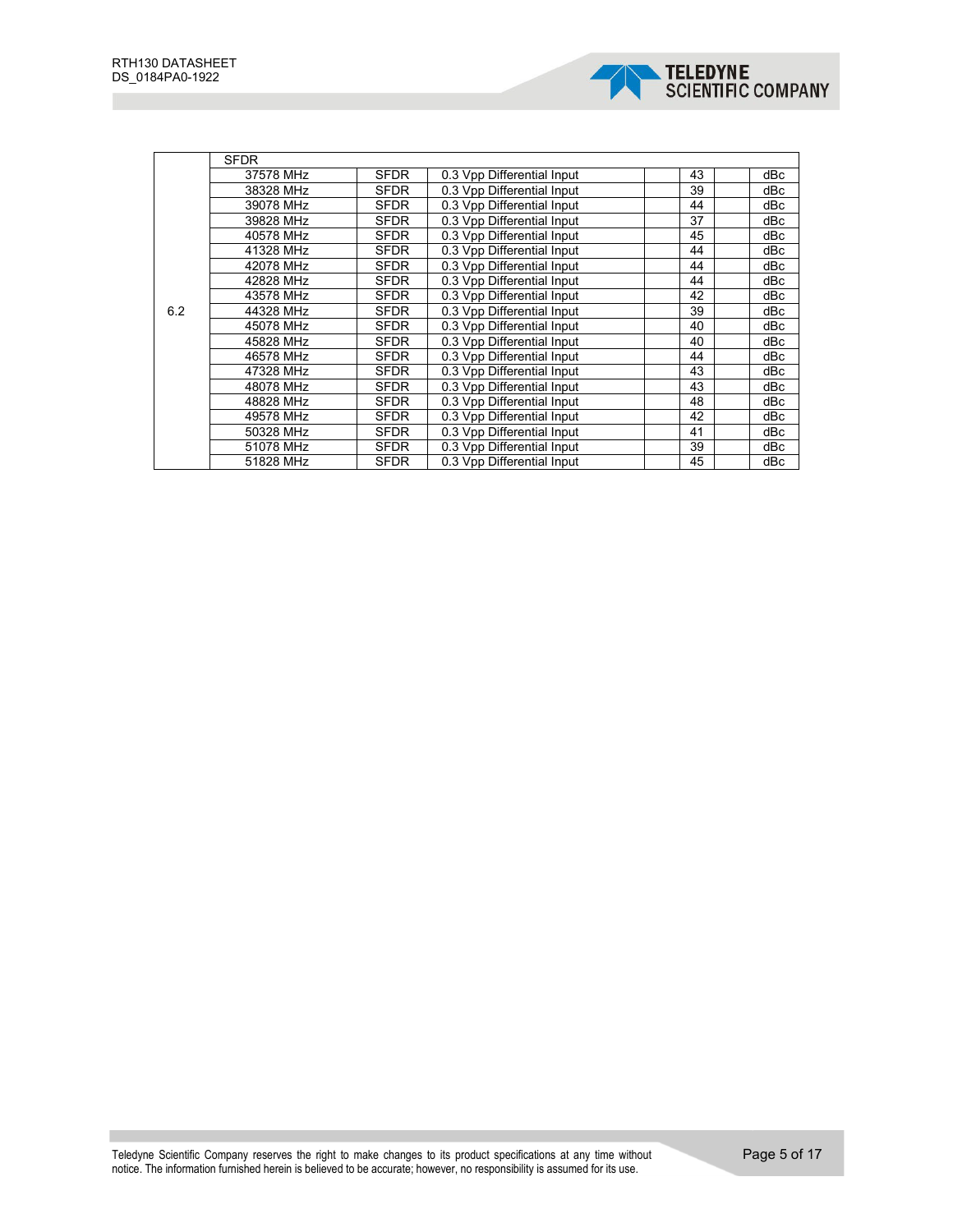| | | | | | | | |
|---|---|---|---|---|---|---|---|
| 6.2 | SFDR | | | | | | |
| | 37578 MHz | SFDR | 0.3 Vpp Differential Input | | 43 | | dBc |
| | 38328 MHz | SFDR | 0.3 Vpp Differential Input | | 39 | | dBc |
| | 39078 MHz | SFDR | 0.3 Vpp Differential Input | | 44 | | dBc |
| | 39828 MHz | SFDR | 0.3 Vpp Differential Input | | 37 | | dBc |
| | 40578 MHz | SFDR | 0.3 Vpp Differential Input | | 45 | | dBc |
| | 41328 MHz | SFDR | 0.3 Vpp Differential Input | | 44 | | dBc |
| | 42078 MHz | SFDR | 0.3 Vpp Differential Input | | 44 | | dBc |
| | 42828 MHz | SFDR | 0.3 Vpp Differential Input | | 44 | | dBc |
| | 43578 MHz | SFDR | 0.3 Vpp Differential Input | | 42 | | dBc |
| | 44328 MHz | SFDR | 0.3 Vpp Differential Input | | 39 | | dBc |
| | 45078 MHz | SFDR | 0.3 Vpp Differential Input | | 40 | | dBc |
| | 45828 MHz | SFDR | 0.3 Vpp Differential Input | | 40 | | dBc |
| | 46578 MHz | SFDR | 0.3 Vpp Differential Input | | 44 | | dBc |
| | 47328 MHz | SFDR | 0.3 Vpp Differential Input | | 43 | | dBc |
| | 48078 MHz | SFDR | 0.3 Vpp Differential Input | | 43 | | dBc |
| | 48828 MHz | SFDR | 0.3 Vpp Differential Input | | 48 | | dBc |
| | 49578 MHz | SFDR | 0.3 Vpp Differential Input | | 42 | | dBc |
| | 50328 MHz | SFDR | 0.3 Vpp Differential Input | | 41 | | dBc |
| | 51078 MHz | SFDR | 0.3 Vpp Differential Input | | 39 | | dBc |
| | 51828 MHz | SFDR | 0.3 Vpp Differential Input | | 45 | | dBc |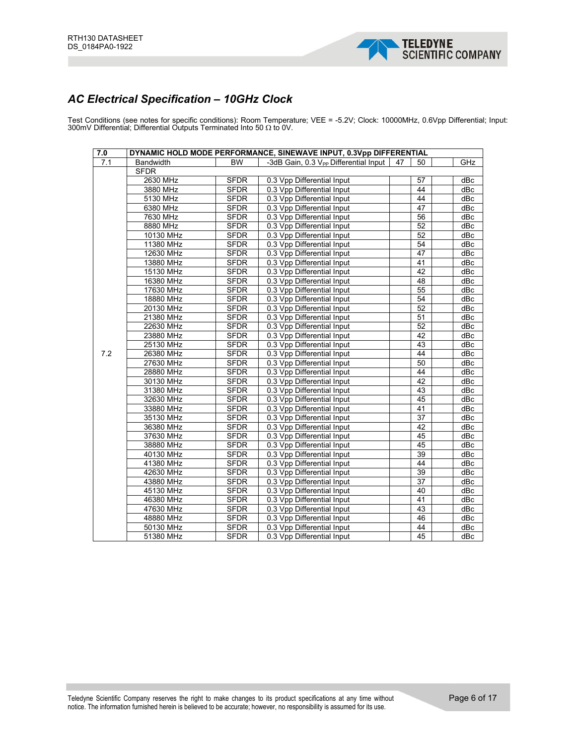## *AC Electrical Specification – 10GHz Clock*

Test Conditions (see notes for specific conditions): Room Temperature; VEE = -5.2V; Clock: 10000MHz, 0.6Vpp Differential; Input: 300mV Differential; Differential Outputs Terminated Into 50 Ω to 0V.

| **7.0** | **DYNAMIC HOLD MODE PERFORMANCE, SINEWAVE INPUT, 0.3Vpp DIFFERENTIAL** | | | | | | |
|---|---|---|---|---|---|---|---|
| 7.1 | Bandwidth | BW | -3dB Gain, 0.3 $V_{PP}$ Differential Input | 47 | 50 | | GHz |
| 7.2 | SFDR | | | | | | |
| | 2630 MHz | SFDR | 0.3 Vpp Differential Input | | 57 | | dBc |
| | 3880 MHz | SFDR | 0.3 Vpp Differential Input | | 44 | | dBc |
| | 5130 MHz | SFDR | 0.3 Vpp Differential Input | | 44 | | dBc |
| | 6380 MHz | SFDR | 0.3 Vpp Differential Input | | 47 | | dBc |
| | 7630 MHz | SFDR | 0.3 Vpp Differential Input | | 56 | | dBc |
| | 8880 MHz | SFDR | 0.3 Vpp Differential Input | | 52 | | dBc |
| | 10130 MHz | SFDR | 0.3 Vpp Differential Input | | 52 | | dBc |
| | 11380 MHz | SFDR | 0.3 Vpp Differential Input | | 54 | | dBc |
| | 12630 MHz | SFDR | 0.3 Vpp Differential Input | | 47 | | dBc |
| | 13880 MHz | SFDR | 0.3 Vpp Differential Input | | 41 | | dBc |
| | 15130 MHz | SFDR | 0.3 Vpp Differential Input | | 42 | | dBc |
| | 16380 MHz | SFDR | 0.3 Vpp Differential Input | | 48 | | dBc |
| | 17630 MHz | SFDR | 0.3 Vpp Differential Input | | 55 | | dBc |
| | 18880 MHz | SFDR | 0.3 Vpp Differential Input | | 54 | | dBc |
| | 20130 MHz | SFDR | 0.3 Vpp Differential Input | | 52 | | dBc |
| | 21380 MHz | SFDR | 0.3 Vpp Differential Input | | 51 | | dBc |
| | 22630 MHz | SFDR | 0.3 Vpp Differential Input | | 52 | | dBc |
| | 23880 MHz | SFDR | 0.3 Vpp Differential Input | | 42 | | dBc |
| | 25130 MHz | SFDR | 0.3 Vpp Differential Input | | 43 | | dBc |
| | 26380 MHz | SFDR | 0.3 Vpp Differential Input | | 44 | | dBc |
| | 27630 MHz | SFDR | 0.3 Vpp Differential Input | | 50 | | dBc |
| | 28880 MHz | SFDR | 0.3 Vpp Differential Input | | 44 | | dBc |
| | 30130 MHz | SFDR | 0.3 Vpp Differential Input | | 42 | | dBc |
| | 31380 MHz | SFDR | 0.3 Vpp Differential Input | | 43 | | dBc |
| | 32630 MHz | SFDR | 0.3 Vpp Differential Input | | 45 | | dBc |
| | 33880 MHz | SFDR | 0.3 Vpp Differential Input | | 41 | | dBc |
| | 35130 MHz | SFDR | 0.3 Vpp Differential Input | | 37 | | dBc |
| | 36380 MHz | SFDR | 0.3 Vpp Differential Input | | 42 | | dBc |
| | 37630 MHz | SFDR | 0.3 Vpp Differential Input | | 45 | | dBc |
| | 38880 MHz | SFDR | 0.3 Vpp Differential Input | | 45 | | dBc |
| | 40130 MHz | SFDR | 0.3 Vpp Differential Input | | 39 | | dBc |
| | 41380 MHz | SFDR | 0.3 Vpp Differential Input | | 44 | | dBc |
| | 42630 MHz | SFDR | 0.3 Vpp Differential Input | | 39 | | dBc |
| | 43880 MHz | SFDR | 0.3 Vpp Differential Input | | 37 | | dBc |
| | 45130 MHz | SFDR | 0.3 Vpp Differential Input | | 40 | | dBc |
| | 46380 MHz | SFDR | 0.3 Vpp Differential Input | | 41 | | dBc |
| | 47630 MHz | SFDR | 0.3 Vpp Differential Input | | 43 | | dBc |
| | 48880 MHz | SFDR | 0.3 Vpp Differential Input | | 46 | | dBc |
| | 50130 MHz | SFDR | 0.3 Vpp Differential Input | | 44 | | dBc |
| | 51380 MHz | SFDR | 0.3 Vpp Differential Input | | 45 | | dBc |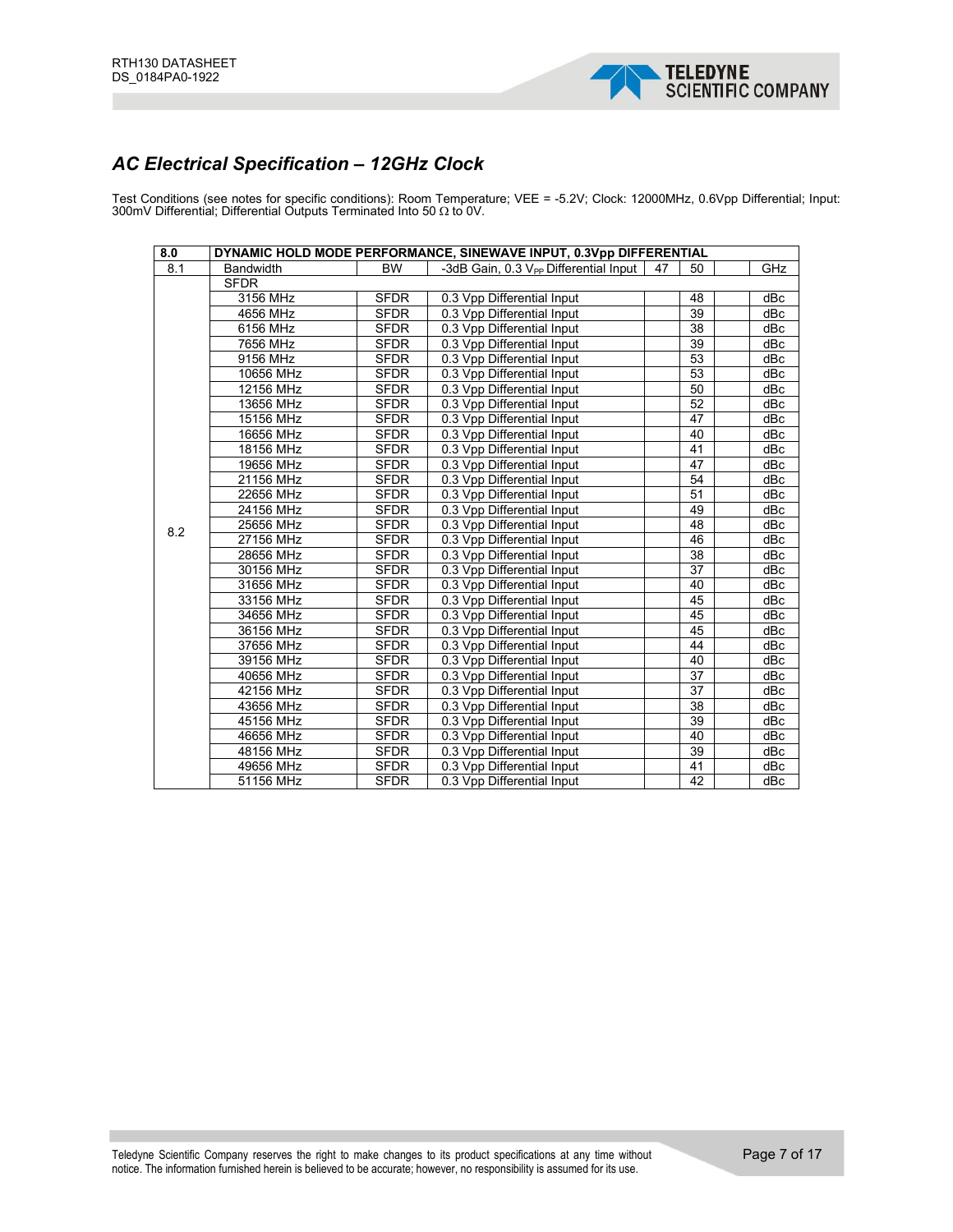## AC Electrical Specification – 12GHz Clock

Test Conditions (see notes for specific conditions): Room Temperature; VEE = -5.2V; Clock: 12000MHz, 0.6Vpp Differential; Input: 300mV Differential; Differential Outputs Terminated Into 50 Ω to 0V.

| 8.0 | DYNAMIC HOLD MODE PERFORMANCE, SINEWAVE INPUT, 0.3Vpp DIFFERENTIAL | | | | | | |
|---|---|---|---|---|---|---|---|
| 8.1 | Bandwidth | BW | -3dB Gain, 0.3 $V_{PP}$ Differential Input | 47 | 50 | | GHz |
| 8.2 | SFDR | | | | | | |
| | 3156 MHz | SFDR | 0.3 Vpp Differential Input | | 48 | | dBc |
| | 4656 MHz | SFDR | 0.3 Vpp Differential Input | | 39 | | dBc |
| | 6156 MHz | SFDR | 0.3 Vpp Differential Input | | 38 | | dBc |
| | 7656 MHz | SFDR | 0.3 Vpp Differential Input | | 39 | | dBc |
| | 9156 MHz | SFDR | 0.3 Vpp Differential Input | | 53 | | dBc |
| | 10656 MHz | SFDR | 0.3 Vpp Differential Input | | 53 | | dBc |
| | 12156 MHz | SFDR | 0.3 Vpp Differential Input | | 50 | | dBc |
| | 13656 MHz | SFDR | 0.3 Vpp Differential Input | | 52 | | dBc |
| | 15156 MHz | SFDR | 0.3 Vpp Differential Input | | 47 | | dBc |
| | 16656 MHz | SFDR | 0.3 Vpp Differential Input | | 40 | | dBc |
| | 18156 MHz | SFDR | 0.3 Vpp Differential Input | | 41 | | dBc |
| | 19656 MHz | SFDR | 0.3 Vpp Differential Input | | 47 | | dBc |
| | 21156 MHz | SFDR | 0.3 Vpp Differential Input | | 54 | | dBc |
| | 22656 MHz | SFDR | 0.3 Vpp Differential Input | | 51 | | dBc |
| | 24156 MHz | SFDR | 0.3 Vpp Differential Input | | 49 | | dBc |
| | 25656 MHz | SFDR | 0.3 Vpp Differential Input | | 48 | | dBc |
| | 27156 MHz | SFDR | 0.3 Vpp Differential Input | | 46 | | dBc |
| | 28656 MHz | SFDR | 0.3 Vpp Differential Input | | 38 | | dBc |
| | 30156 MHz | SFDR | 0.3 Vpp Differential Input | | 37 | | dBc |
| | 31656 MHz | SFDR | 0.3 Vpp Differential Input | | 40 | | dBc |
| | 33156 MHz | SFDR | 0.3 Vpp Differential Input | | 45 | | dBc |
| | 34656 MHz | SFDR | 0.3 Vpp Differential Input | | 45 | | dBc |
| | 36156 MHz | SFDR | 0.3 Vpp Differential Input | | 45 | | dBc |
| | 37656 MHz | SFDR | 0.3 Vpp Differential Input | | 44 | | dBc |
| | 39156 MHz | SFDR | 0.3 Vpp Differential Input | | 40 | | dBc |
| | 40656 MHz | SFDR | 0.3 Vpp Differential Input | | 37 | | dBc |
| | 42156 MHz | SFDR | 0.3 Vpp Differential Input | | 37 | | dBc |
| | 43656 MHz | SFDR | 0.3 Vpp Differential Input | | 38 | | dBc |
| | 45156 MHz | SFDR | 0.3 Vpp Differential Input | | 39 | | dBc |
| | 46656 MHz | SFDR | 0.3 Vpp Differential Input | | 40 | | dBc |
| | 48156 MHz | SFDR | 0.3 Vpp Differential Input | | 39 | | dBc |
| | 49656 MHz | SFDR | 0.3 Vpp Differential Input | | 41 | | dBc |
| | 51156 MHz | SFDR | 0.3 Vpp Differential Input | | 42 | | dBc |

Teledyne Scientific Company reserves the right to make changes to its product specifications at any time without notice. The information furnished herein is believed to be accurate; however, no responsibility is assumed for its use.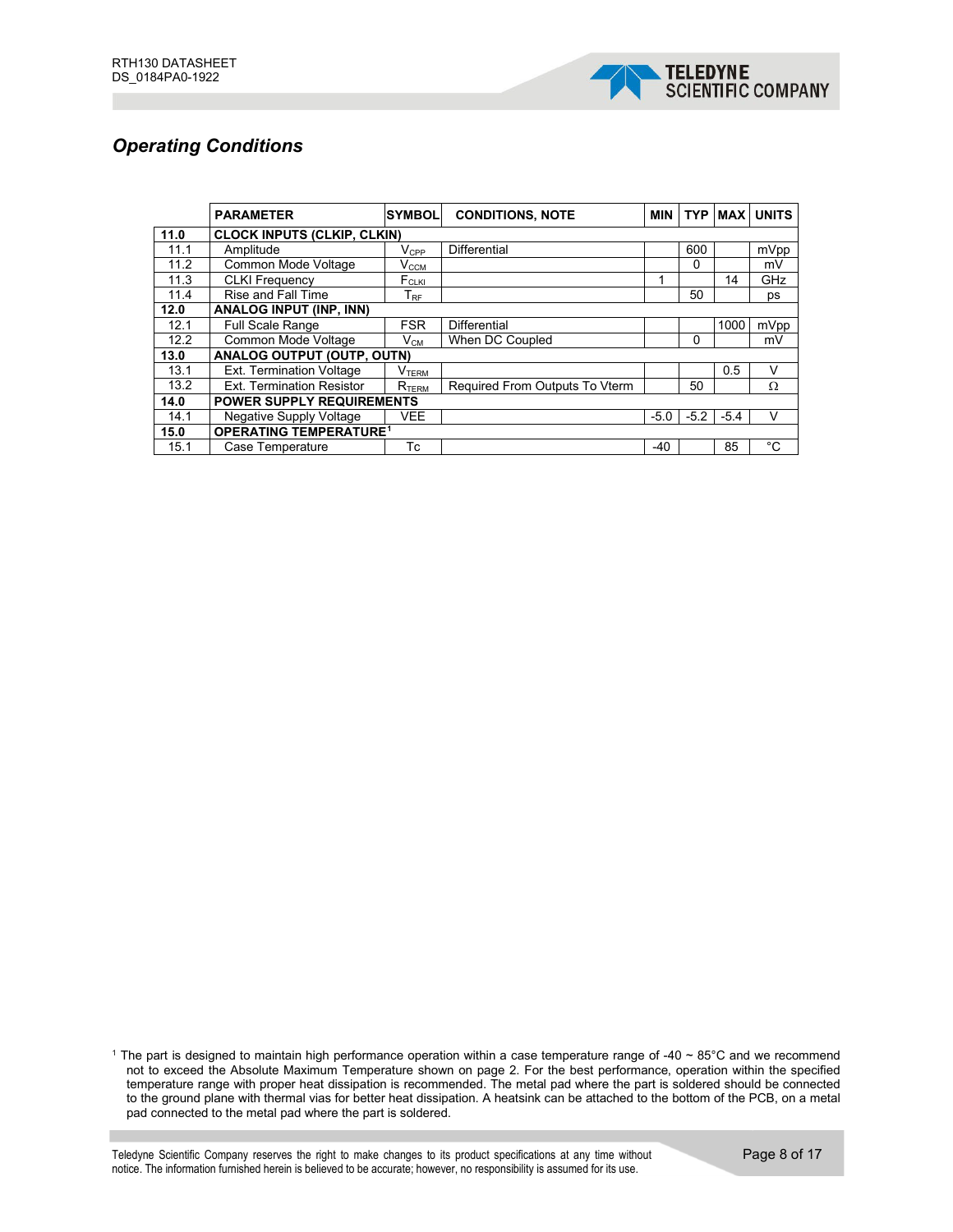## *Operating Conditions*

| | PARAMETER | SYMBOL | CONDITIONS, NOTE | MIN | TYP | MAX | UNITS |
|---|---|---|---|---|---|---|---|
| **11.0** | **CLOCK INPUTS (CLKIP, CLKIN)** | | | | | | |
| 11.1 | Amplitude | $V_{CPP}$ | Differential | | 600 | | mVpp |
| 11.2 | Common Mode Voltage | $V_{CCM}$ | | | 0 | | mV |
| 11.3 | CLKI Frequency | $F_{CLKI}$ | | 1 | | 14 | GHz |
| 11.4 | Rise and Fall Time | $T_{RF}$ | | | 50 | | ps |
| **12.0** | **ANALOG INPUT (INP, INN)** | | | | | | |
| 12.1 | Full Scale Range | FSR | Differential | | | 1000 | mVpp |
| 12.2 | Common Mode Voltage | $V_{CM}$ | When DC Coupled | | 0 | | mV |
| **13.0** | **ANALOG OUTPUT (OUTP, OUTN)** | | | | | | |
| 13.1 | Ext. Termination Voltage | $V_{TERM}$ | | | | 0.5 | V |
| 13.2 | Ext. Termination Resistor | $R_{TERM}$ | Required From Outputs To Vterm | | 50 | | Ω |
| **14.0** | **POWER SUPPLY REQUIREMENTS** | | | | | | |
| 14.1 | Negative Supply Voltage | VEE | | -5.0 | -5.2 | -5.4 | V |
| **15.0** | **OPERATING TEMPERATURE[1]** | | | | | | |
| 15.1 | Case Temperature | Tc | | -40 | | 85 | °C |

[1] The part is designed to maintain high performance operation within a case temperature range of -40 ~ 85°C and we recommend not to exceed the Absolute Maximum Temperature shown on page 2. For the best performance, operation within the specified temperature range with proper heat dissipation is recommended. The metal pad where the part is soldered should be connected to the ground plane with thermal vias for better heat dissipation. A heatsink can be attached to the bottom of the PCB, on a metal pad connected to the metal pad where the part is soldered.

Teledyne Scientific Company reserves the right to make changes to its product specifications at any time without notice. The information furnished herein is believed to be accurate; however, no responsibility is assumed for its use.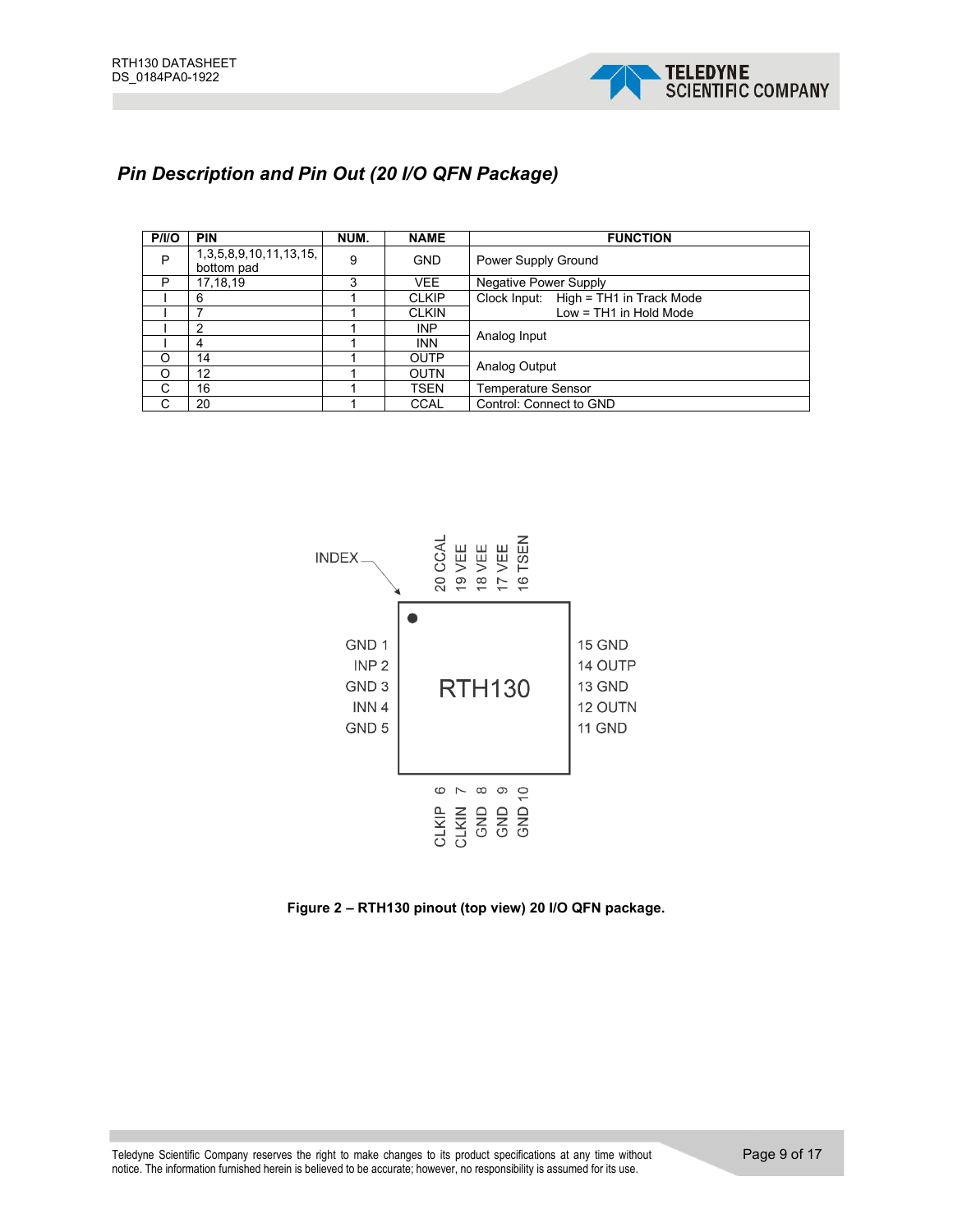## *Pin Description and Pin Out (20 I/O QFN Package)*

| P/I/O | PIN | NUM. | NAME | FUNCTION |
|---|---|---|---|---|
| P | 1,3,5,8,9,10,11,13,15, bottom pad | 9 | GND | Power Supply Ground |
| P | 17,18,19 | 3 | VEE | Negative Power Supply |
| I | 6 | 1 | CLKIP | Clock Input: High = TH1 in Track Mode |
| I | 7 | 1 | CLKIN | Low = TH1 in Hold Mode |
| I | 2 | 1 | INP | Analog Input |
| I | 4 | 1 | INN | |
| O | 14 | 1 | OUTP | Analog Output |
| O | 12 | 1 | OUTN | |
| C | 16 | 1 | TSEN | Temperature Sensor |
| C | 20 | 1 | CCAL | Control: Connect to GND |

INDEX

20 CCAL, 19 VEE, 18 VEE, 17 VEE, 16 TSEN

GND 1, INP 2, GND 3, INN 4, GND 5

RTH130

15 GND, 14 OUTP, 13 GND, 12 OUTN, 11 GND

CLKIP 6, CLKIN 7, GND 8, GND 9, GND 10

**Figure 2 – RTH130 pinout (top view) 20 I/O QFN package.**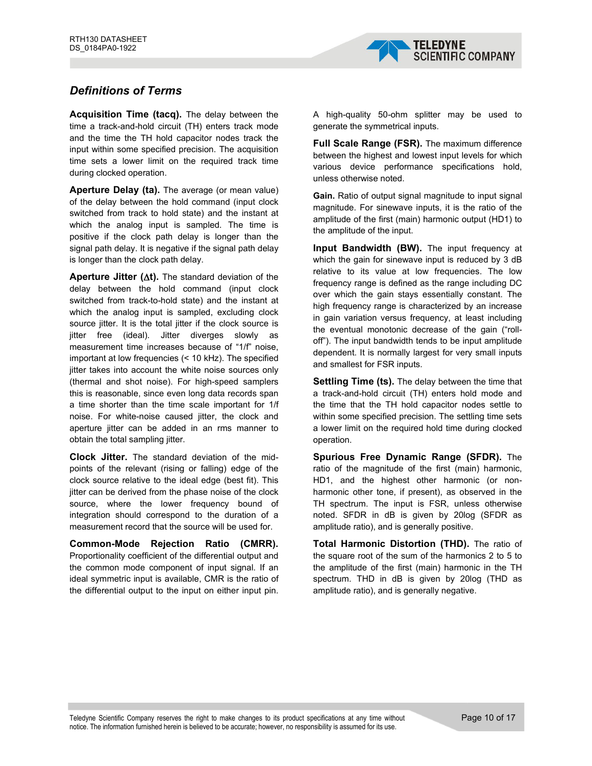## *Definitions of Terms*

**Acquisition Time (tacq).** The delay between the time a track-and-hold circuit (TH) enters track mode and the time the TH hold capacitor nodes track the input within some specified precision. The acquisition time sets a lower limit on the required track time during clocked operation.

**Aperture Delay (ta).** The average (or mean value) of the delay between the hold command (input clock switched from track to hold state) and the instant at which the analog input is sampled. The time is positive if the clock path delay is longer than the signal path delay. It is negative if the signal path delay is longer than the clock path delay.

**Aperture Jitter ($\Delta$t).** The standard deviation of the delay between the hold command (input clock switched from track-to-hold state) and the instant at which the analog input is sampled, excluding clock source jitter. It is the total jitter if the clock source is jitter free (ideal). Jitter diverges slowly as measurement time increases because of "1/f" noise, important at low frequencies (< 10 kHz). The specified jitter takes into account the white noise sources only (thermal and shot noise). For high-speed samplers this is reasonable, since even long data records span a time shorter than the time scale important for 1/f noise. For white-noise caused jitter, the clock and aperture jitter can be added in an rms manner to obtain the total sampling jitter.

**Clock Jitter.** The standard deviation of the mid-points of the relevant (rising or falling) edge of the clock source relative to the ideal edge (best fit). This jitter can be derived from the phase noise of the clock source, where the lower frequency bound of integration should correspond to the duration of a measurement record that the source will be used for.

**Common-Mode Rejection Ratio (CMRR).** Proportionality coefficient of the differential output and the common mode component of input signal. If an ideal symmetric input is available, CMR is the ratio of the differential output to the input on either input pin. A high-quality 50-ohm splitter may be used to generate the symmetrical inputs.

**Full Scale Range (FSR).** The maximum difference between the highest and lowest input levels for which various device performance specifications hold, unless otherwise noted.

**Gain.** Ratio of output signal magnitude to input signal magnitude. For sinewave inputs, it is the ratio of the amplitude of the first (main) harmonic output (HD1) to the amplitude of the input.

**Input Bandwidth (BW).** The input frequency at which the gain for sinewave input is reduced by 3 dB relative to its value at low frequencies. The low frequency range is defined as the range including DC over which the gain stays essentially constant. The high frequency range is characterized by an increase in gain variation versus frequency, at least including the eventual monotonic decrease of the gain ("roll-off"). The input bandwidth tends to be input amplitude dependent. It is normally largest for very small inputs and smallest for FSR inputs.

**Settling Time (ts).** The delay between the time that a track-and-hold circuit (TH) enters hold mode and the time that the TH hold capacitor nodes settle to within some specified precision. The settling time sets a lower limit on the required hold time during clocked operation.

**Spurious Free Dynamic Range (SFDR).** The ratio of the magnitude of the first (main) harmonic, HD1, and the highest other harmonic (or non-harmonic other tone, if present), as observed in the TH spectrum. The input is FSR, unless otherwise noted. SFDR in dB is given by 20log (SFDR as amplitude ratio), and is generally positive.

**Total Harmonic Distortion (THD).** The ratio of the square root of the sum of the harmonics 2 to 5 to the amplitude of the first (main) harmonic in the TH spectrum. THD in dB is given by 20log (THD as amplitude ratio), and is generally negative.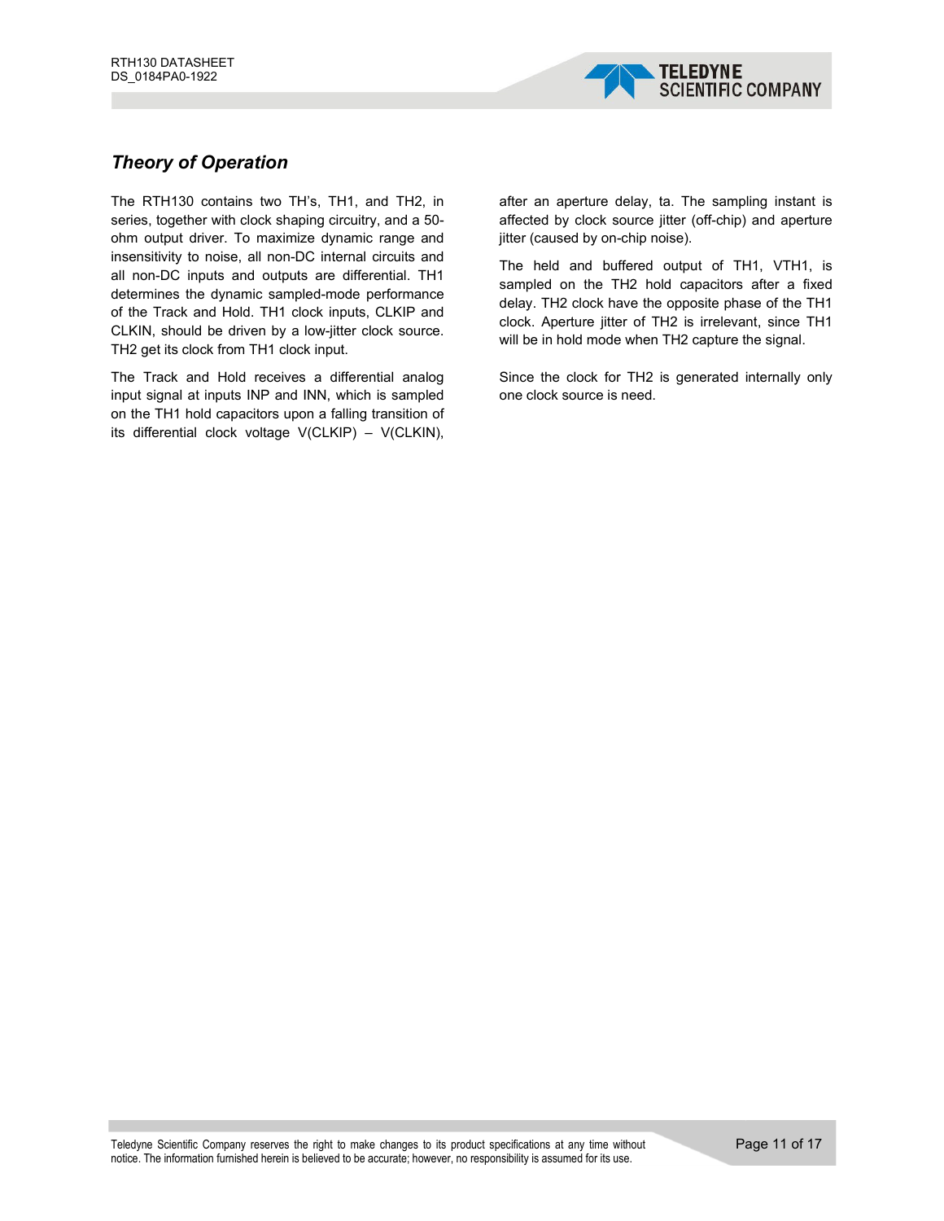## *Theory of Operation*

The RTH130 contains two TH's, TH1, and TH2, in series, together with clock shaping circuitry, and a 50-ohm output driver. To maximize dynamic range and insensitivity to noise, all non-DC internal circuits and all non-DC inputs and outputs are differential. TH1 determines the dynamic sampled-mode performance of the Track and Hold. TH1 clock inputs, CLKIP and CLKIN, should be driven by a low-jitter clock source. TH2 get its clock from TH1 clock input.

The Track and Hold receives a differential analog input signal at inputs INP and INN, which is sampled on the TH1 hold capacitors upon a falling transition of its differential clock voltage V(CLKIP) – V(CLKIN), after an aperture delay, ta. The sampling instant is affected by clock source jitter (off-chip) and aperture jitter (caused by on-chip noise).

The held and buffered output of TH1, VTH1, is sampled on the TH2 hold capacitors after a fixed delay. TH2 clock have the opposite phase of the TH1 clock. Aperture jitter of TH2 is irrelevant, since TH1 will be in hold mode when TH2 capture the signal.

Since the clock for TH2 is generated internally only one clock source is need.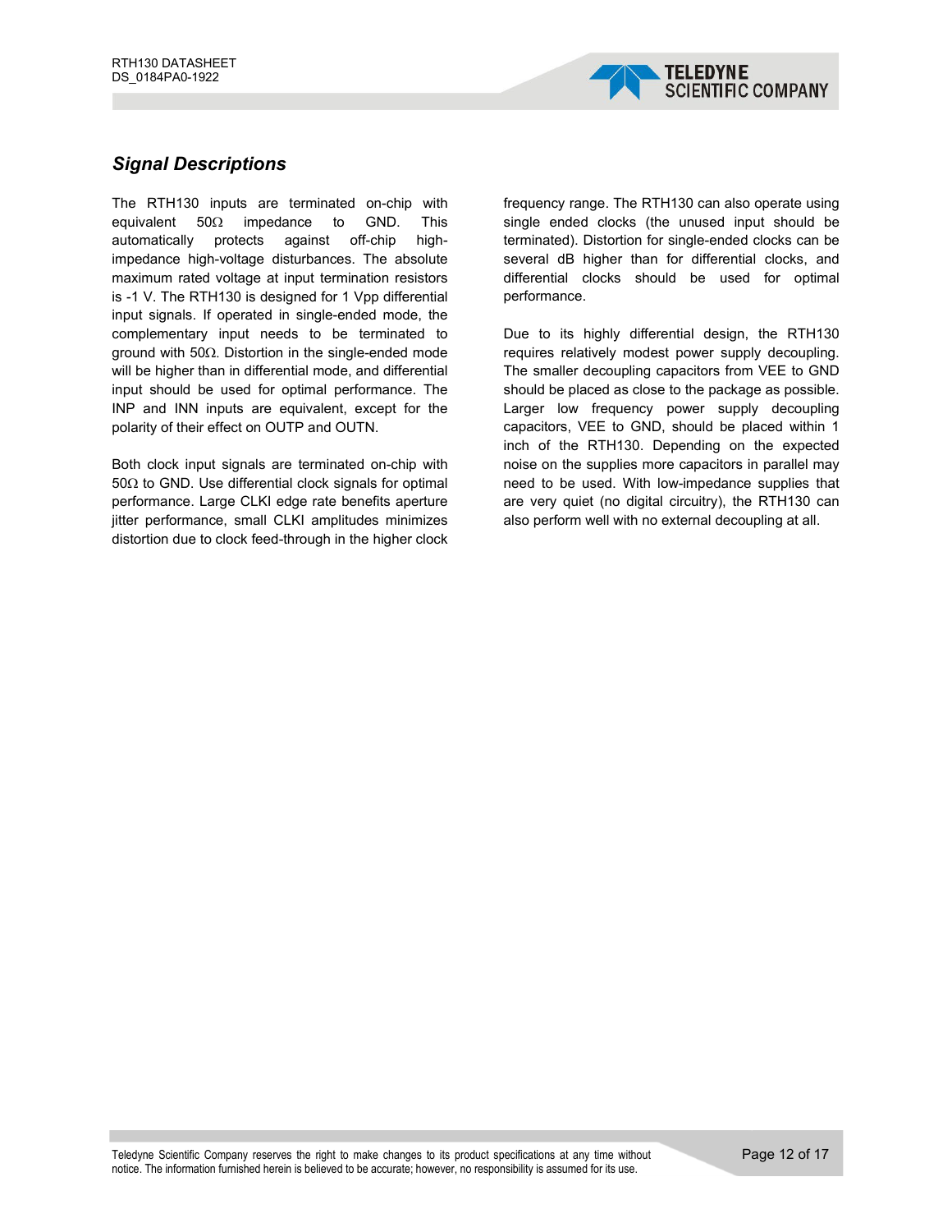## *Signal Descriptions*

The RTH130 inputs are terminated on-chip with equivalent 50Ω impedance to GND. This automatically protects against off-chip high-impedance high-voltage disturbances. The absolute maximum rated voltage at input termination resistors is -1 V. The RTH130 is designed for 1 Vpp differential input signals. If operated in single-ended mode, the complementary input needs to be terminated to ground with 50Ω. Distortion in the single-ended mode will be higher than in differential mode, and differential input should be used for optimal performance. The INP and INN inputs are equivalent, except for the polarity of their effect on OUTP and OUTN.

Both clock input signals are terminated on-chip with 50Ω to GND. Use differential clock signals for optimal performance. Large CLKI edge rate benefits aperture jitter performance, small CLKI amplitudes minimizes distortion due to clock feed-through in the higher clock frequency range. The RTH130 can also operate using single ended clocks (the unused input should be terminated). Distortion for single-ended clocks can be several dB higher than for differential clocks, and differential clocks should be used for optimal performance.

Due to its highly differential design, the RTH130 requires relatively modest power supply decoupling. The smaller decoupling capacitors from VEE to GND should be placed as close to the package as possible. Larger low frequency power supply decoupling capacitors, VEE to GND, should be placed within 1 inch of the RTH130. Depending on the expected noise on the supplies more capacitors in parallel may need to be used. With low-impedance supplies that are very quiet (no digital circuitry), the RTH130 can also perform well with no external decoupling at all.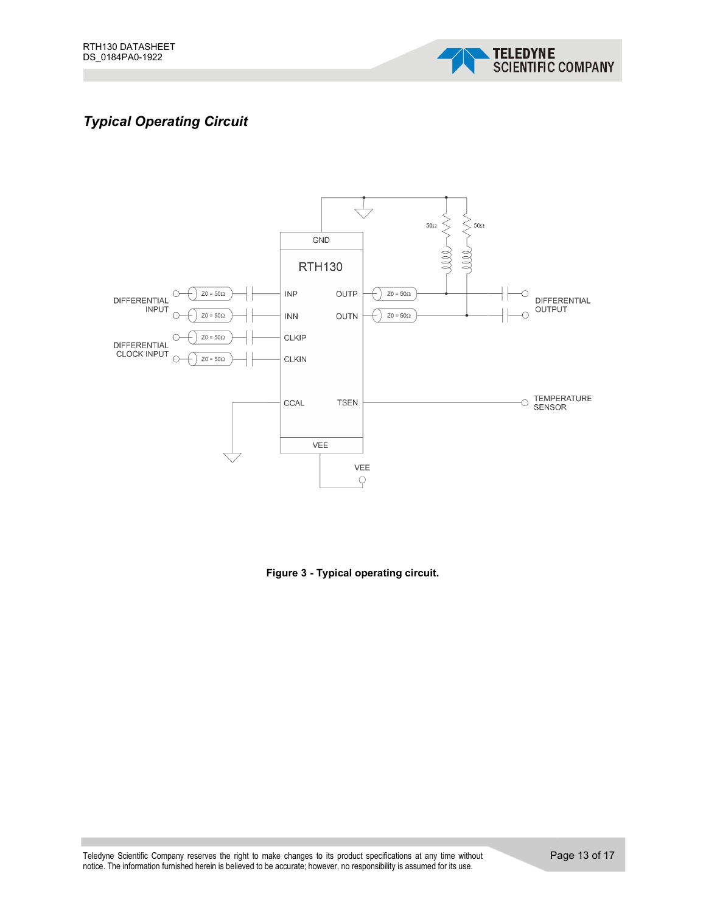## *Typical Operating Circuit*

**Figure 3 - Typical operating circuit.**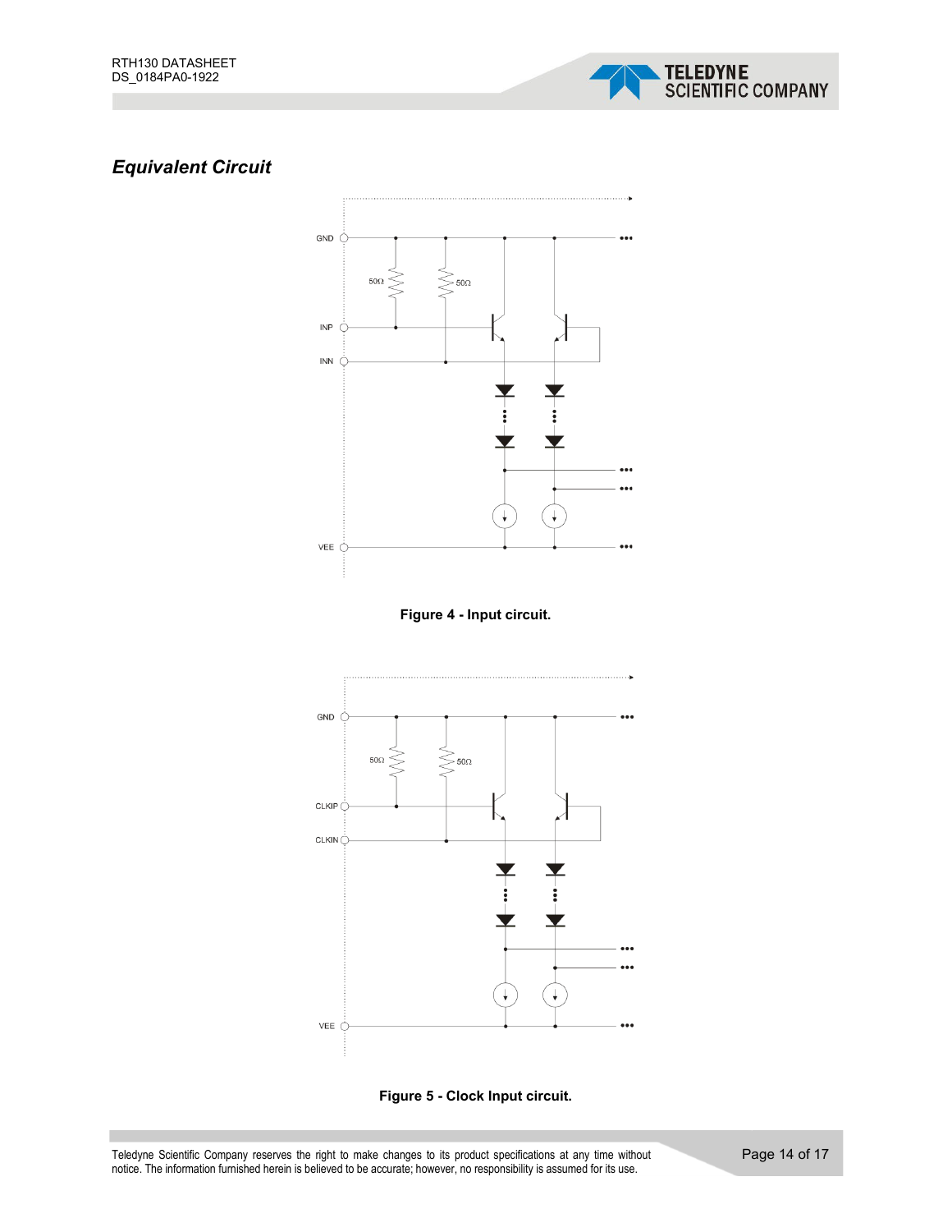## *Equivalent Circuit*

**Figure 4 - Input circuit.**

**Figure 5 - Clock Input circuit.**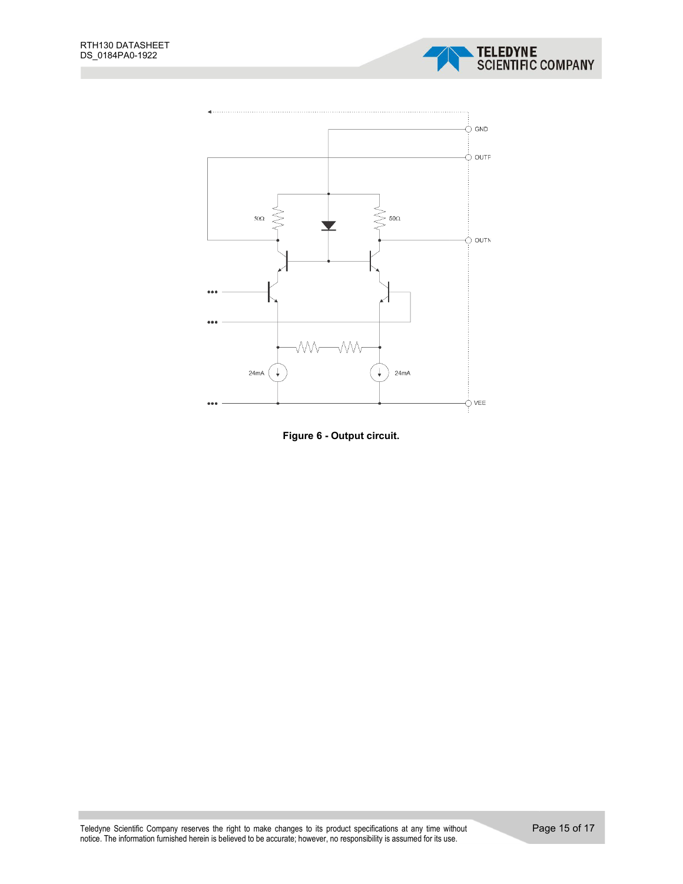Figure 6 - Output circuit.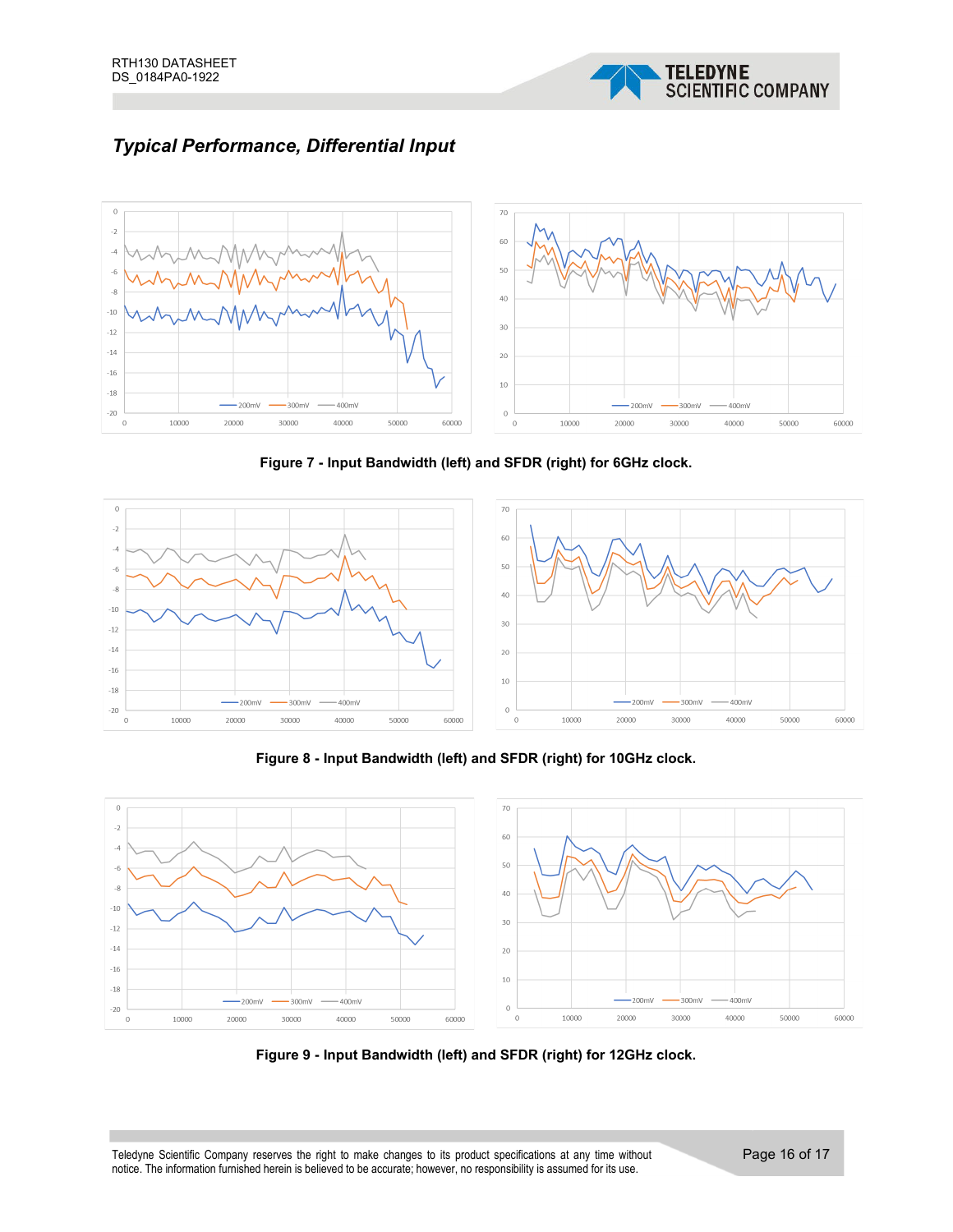## *Typical Performance, Differential Input*

**Figure 7 - Input Bandwidth (left) and SFDR (right) for 6GHz clock.**

**Figure 8 - Input Bandwidth (left) and SFDR (right) for 10GHz clock.**

**Figure 9 - Input Bandwidth (left) and SFDR (right) for 12GHz clock.**

Teledyne Scientific Company reserves the right to make changes to its product specifications at any time without notice. The information furnished herein is believed to be accurate; however, no responsibility is assumed for its use.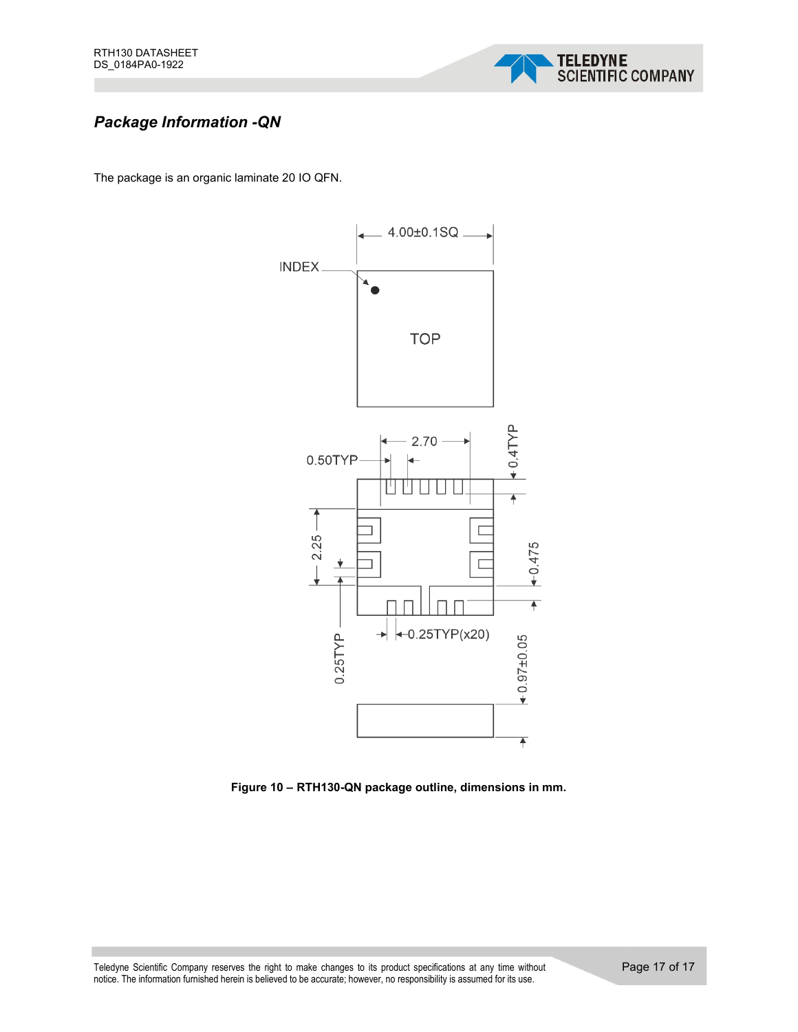## *Package Information -QN*

The package is an organic laminate 20 IO QFN.

4.00±0.1SQ

INDEX

TOP

2.70

0.50TYP

0.4TYP

2.25

0.475

0.25TYP

0.25TYP(x20)

0.97±0.05

**Figure 10 – RTH130-QN package outline, dimensions in mm.**